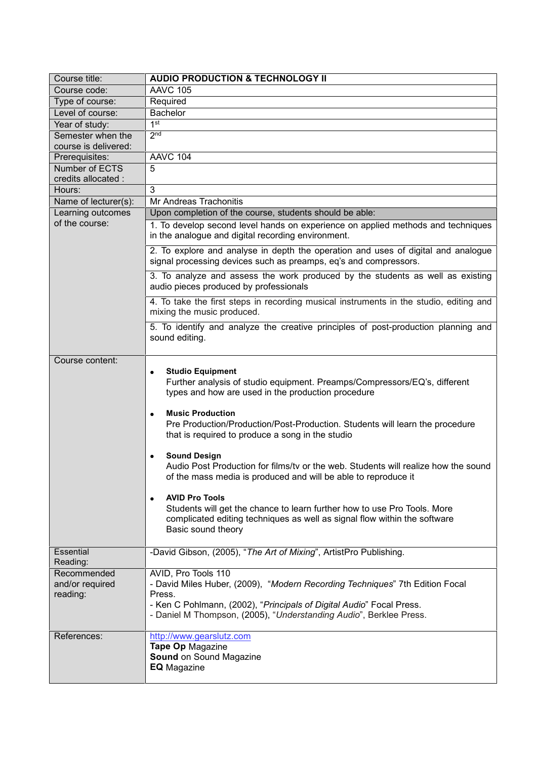| Course title: | **AUDIO PRODUCTION & TECHNOLOGY II** |
|---|---|
| Course code: | AAVC 105 |
| Type of course: | Required |
| Level of course: | Bachelor |
| Year of study: | 1st |
| Semester when the course is delivered: | 2nd |
| Prerequisites: | AAVC 104 |
| Number of ECTS credits allocated : | 5 |
| Hours: | 3 |
| Name of lecturer(s): | Mr Andreas Trachonitis |
| Learning outcomes of the course: | Upon completion of the course, students should be able: |
| | 1. To develop second level hands on experience on applied methods and techniques in the analogue and digital recording environment. |
| | 2. To explore and analyse in depth the operation and uses of digital and analogue signal processing devices such as preamps, eq's and compressors. |
| | 3. To analyze and assess the work produced by the students as well as existing audio pieces produced by professionals |
| | 4. To take the first steps in recording musical instruments in the studio, editing and mixing the music produced. |
| | 5. To identify and analyze the creative principles of post-production planning and sound editing. |
| Course content: | • **Studio Equipment**<br>Further analysis of studio equipment. Preamps/Compressors/EQ's, different types and how are used in the production procedure<br><br>• **Music Production**<br>Pre Production/Production/Post-Production. Students will learn the procedure that is required to produce a song in the studio<br><br>• **Sound Design**<br>Audio Post Production for films/tv or the web. Students will realize how the sound of the mass media is produced and will be able to reproduce it<br><br>• **AVID Pro Tools**<br>Students will get the chance to learn further how to use Pro Tools. More complicated editing techniques as well as signal flow within the software<br>Basic sound theory |
| Essential Reading: | -David Gibson, (2005), "*The Art of Mixing*", ArtistPro Publishing. |
| Recommended and/or required reading: | AVID, Pro Tools 110<br>- David Miles Huber, (2009), "*Modern Recording Techniques*" 7th Edition Focal Press.<br>- Ken C Pohlmann, (2002), "*Principals of Digital Audio*" Focal Press.<br>- Daniel M Thompson, (2005), "*Understanding Audio*", Berklee Press. |
| References: | http://www.gearslutz.com<br>**Tape Op** Magazine<br>**Sound** on Sound Magazine<br>**EQ** Magazine |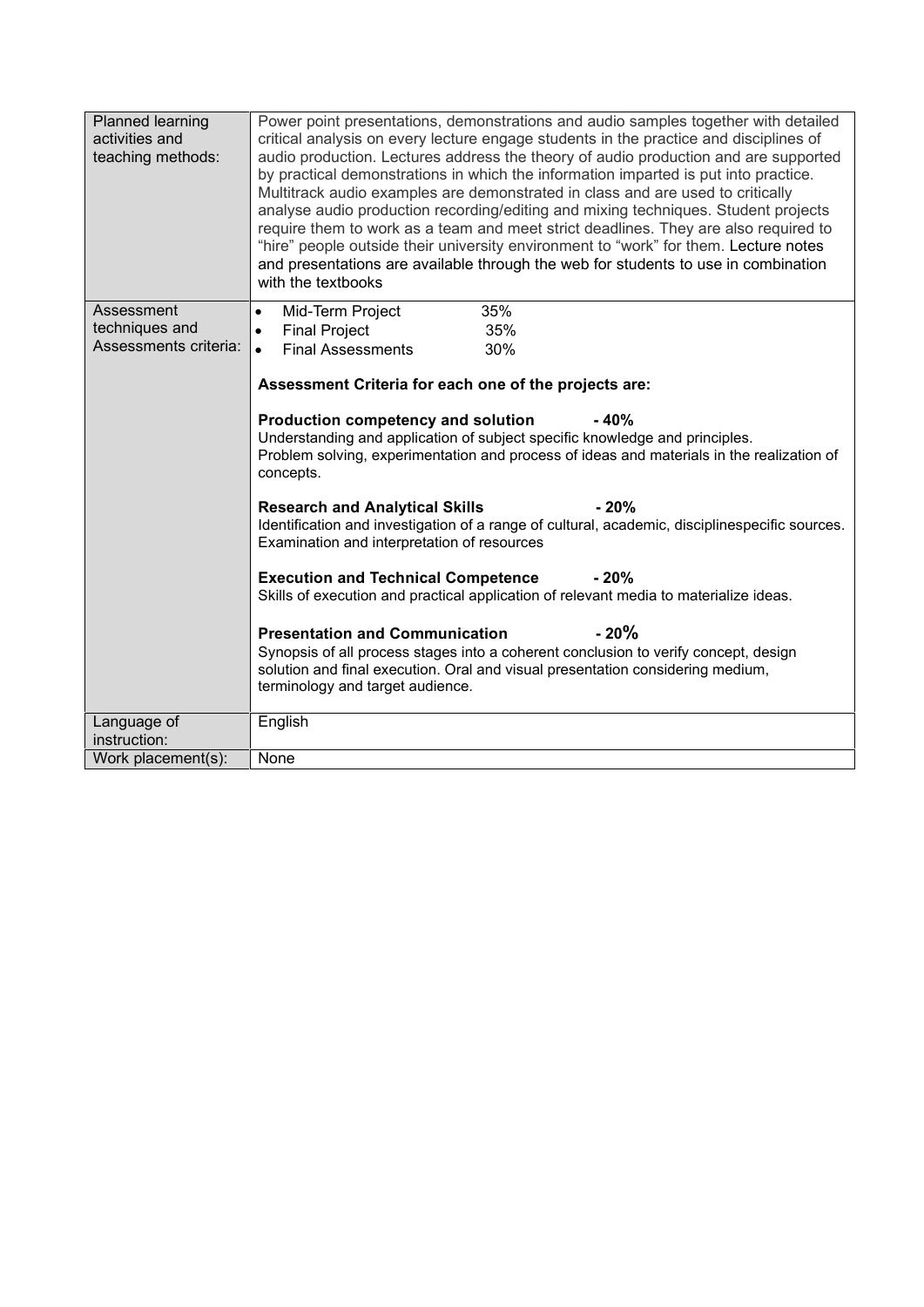| | |
|---|---|
| Planned learning activities and teaching methods: | Power point presentations, demonstrations and audio samples together with detailed critical analysis on every lecture engage students in the practice and disciplines of audio production. Lectures address the theory of audio production and are supported by practical demonstrations in which the information imparted is put into practice. Multitrack audio examples are demonstrated in class and are used to critically analyse audio production recording/editing and mixing techniques. Student projects require them to work as a team and meet strict deadlines. They are also required to "hire" people outside their university environment to "work" for them. Lecture notes and presentations are available through the web for students to use in combination with the textbooks |
| Assessment techniques and Assessments criteria: | • Mid-Term Project 35%<br>• Final Project 35%<br>• Final Assessments 30%<br><br>**Assessment Criteria for each one of the projects are:**<br><br>**Production competency and solution - 40%**<br>Understanding and application of subject specific knowledge and principles.<br>Problem solving, experimentation and process of ideas and materials in the realization of concepts.<br><br>**Research and Analytical Skills - 20%**<br>Identification and investigation of a range of cultural, academic, disciplinespecific sources. Examination and interpretation of resources<br><br>**Execution and Technical Competence - 20%**<br>Skills of execution and practical application of relevant media to materialize ideas.<br><br>**Presentation and Communication - 20%**<br>Synopsis of all process stages into a coherent conclusion to verify concept, design solution and final execution. Oral and visual presentation considering medium, terminology and target audience. |
| Language of instruction: | English |
| Work placement(s): | None |